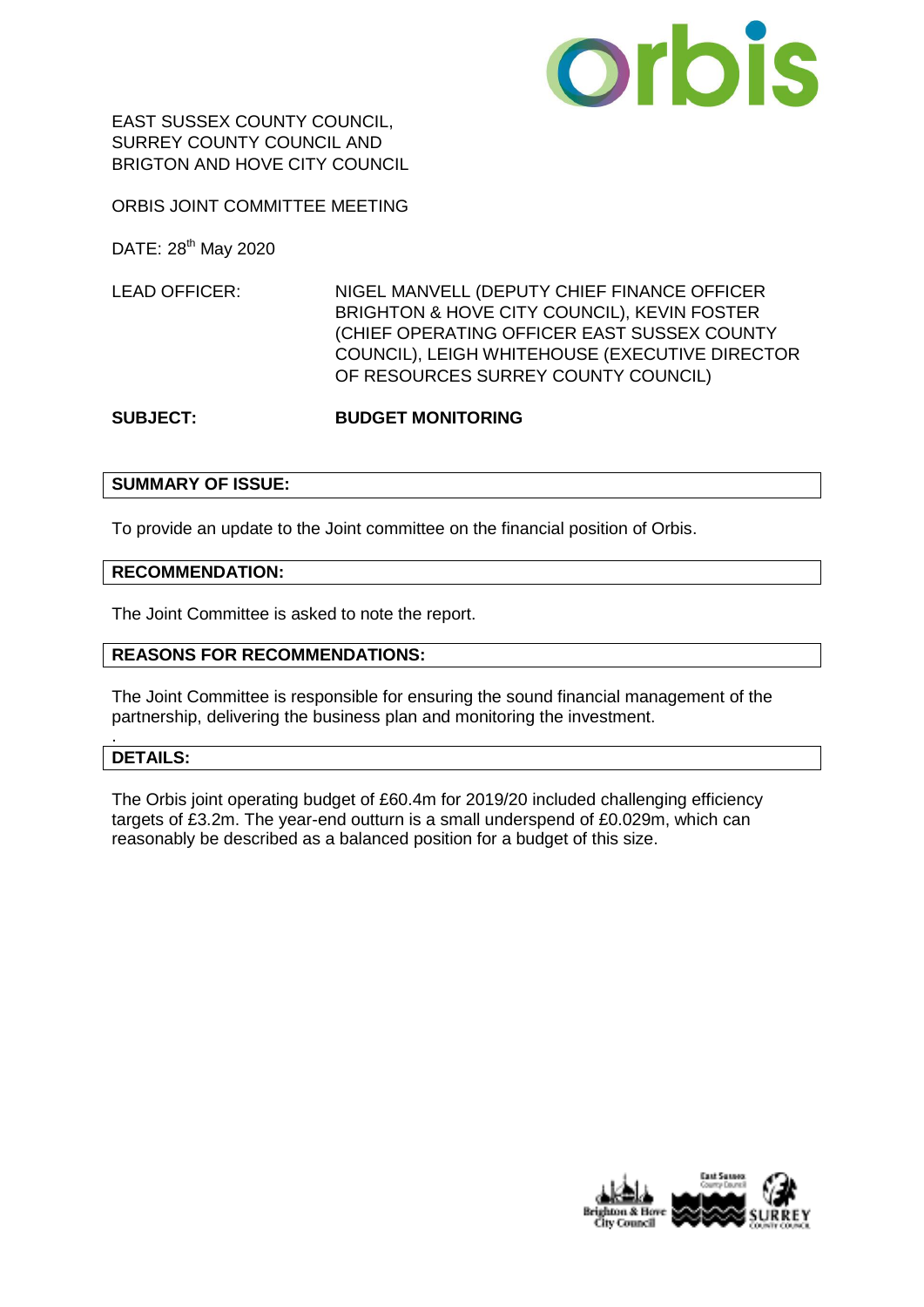EAST SUSSEX COUNTY COUNCIL,
SURREY COUNTY COUNCIL AND
BRIGTON AND HOVE CITY COUNCIL

ORBIS JOINT COMMITTEE MEETING

DATE: 28th May 2020

LEAD OFFICER: NIGEL MANVELL (DEPUTY CHIEF FINANCE OFFICER BRIGHTON & HOVE CITY COUNCIL), KEVIN FOSTER (CHIEF OPERATING OFFICER EAST SUSSEX COUNTY COUNCIL), LEIGH WHITEHOUSE (EXECUTIVE DIRECTOR OF RESOURCES SURREY COUNTY COUNCIL)

**SUBJECT: BUDGET MONITORING**

## SUMMARY OF ISSUE:

To provide an update to the Joint committee on the financial position of Orbis.

## RECOMMENDATION:

The Joint Committee is asked to note the report.

## REASONS FOR RECOMMENDATIONS:

The Joint Committee is responsible for ensuring the sound financial management of the partnership, delivering the business plan and monitoring the investment.

## DETAILS:

The Orbis joint operating budget of £60.4m for 2019/20 included challenging efficiency targets of £3.2m. The year-end outturn is a small underspend of £0.029m, which can reasonably be described as a balanced position for a budget of this size.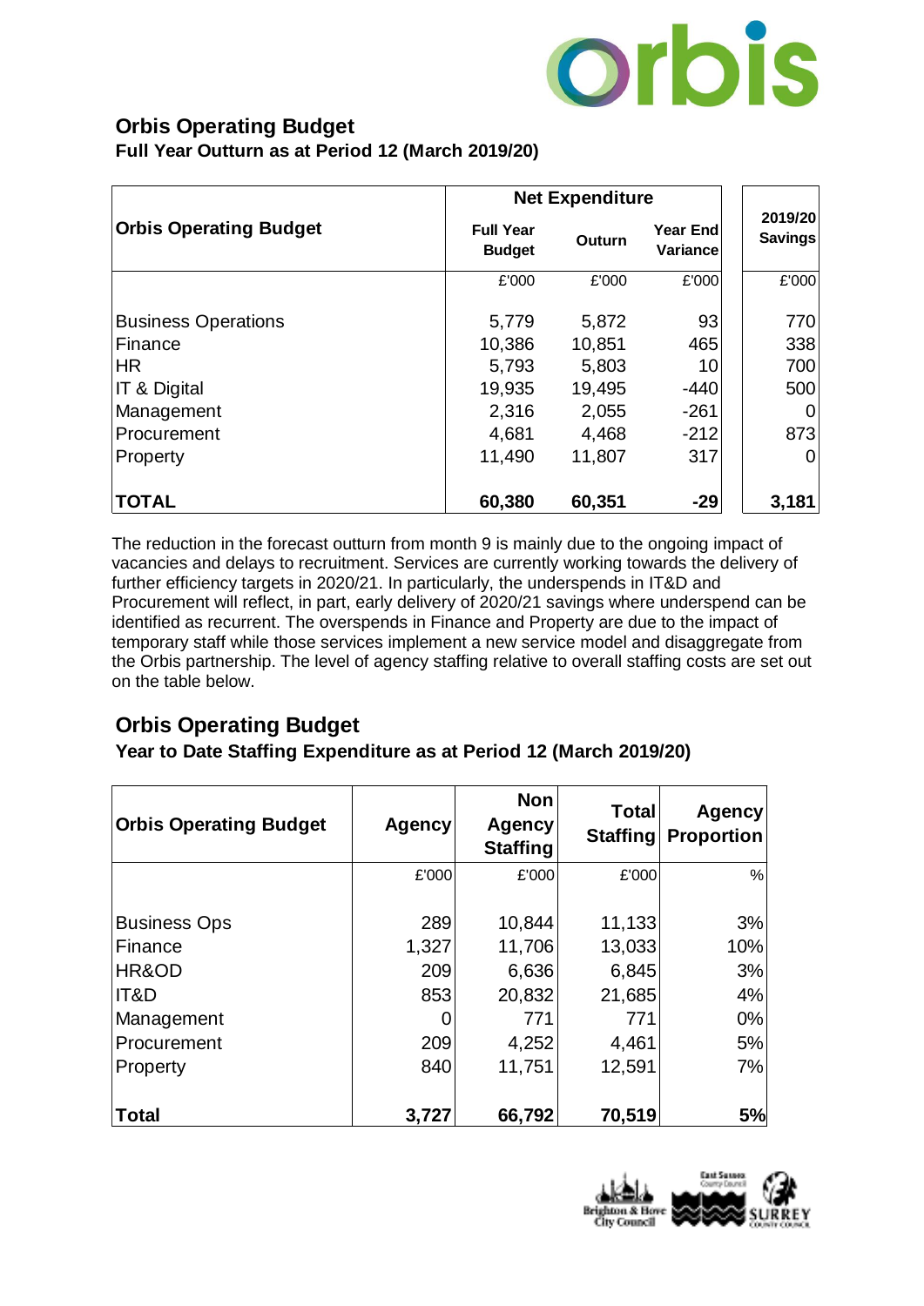## Orbis Operating Budget

### Full Year Outturn as at Period 12 (March 2019/20)

| Orbis Operating Budget | Net Expenditure | | | 2019/20 Savings |
|---|---|---|---|---|
| | Full Year Budget | Outturn | Year End Variance | |
| | £'000 | £'000 | £'000 | £'000 |
| Business Operations | 5,779 | 5,872 | 93 | 770 |
| Finance | 10,386 | 10,851 | 465 | 338 |
| HR | 5,793 | 5,803 | 10 | 700 |
| IT & Digital | 19,935 | 19,495 | -440 | 500 |
| Management | 2,316 | 2,055 | -261 | 0 |
| Procurement | 4,681 | 4,468 | -212 | 873 |
| Property | 11,490 | 11,807 | 317 | 0 |
| **TOTAL** | **60,380** | **60,351** | **-29** | **3,181** |

The reduction in the forecast outturn from month 9 is mainly due to the ongoing impact of vacancies and delays to recruitment. Services are currently working towards the delivery of further efficiency targets in 2020/21. In particularly, the underspends in IT&D and Procurement will reflect, in part, early delivery of 2020/21 savings where underspend can be identified as recurrent. The overspends in Finance and Property are due to the impact of temporary staff while those services implement a new service model and disaggregate from the Orbis partnership. The level of agency staffing relative to overall staffing costs are set out on the table below.

## Orbis Operating Budget

### Year to Date Staffing Expenditure as at Period 12 (March 2019/20)

| Orbis Operating Budget | Agency | Non Agency Staffing | Total Staffing | Agency Proportion |
|---|---|---|---|---|
| | £'000 | £'000 | £'000 | % |
| Business Ops | 289 | 10,844 | 11,133 | 3% |
| Finance | 1,327 | 11,706 | 13,033 | 10% |
| HR&OD | 209 | 6,636 | 6,845 | 3% |
| IT&D | 853 | 20,832 | 21,685 | 4% |
| Management | 0 | 771 | 771 | 0% |
| Procurement | 209 | 4,252 | 4,461 | 5% |
| Property | 840 | 11,751 | 12,591 | 7% |
| **Total** | **3,727** | **66,792** | **70,519** | **5%** |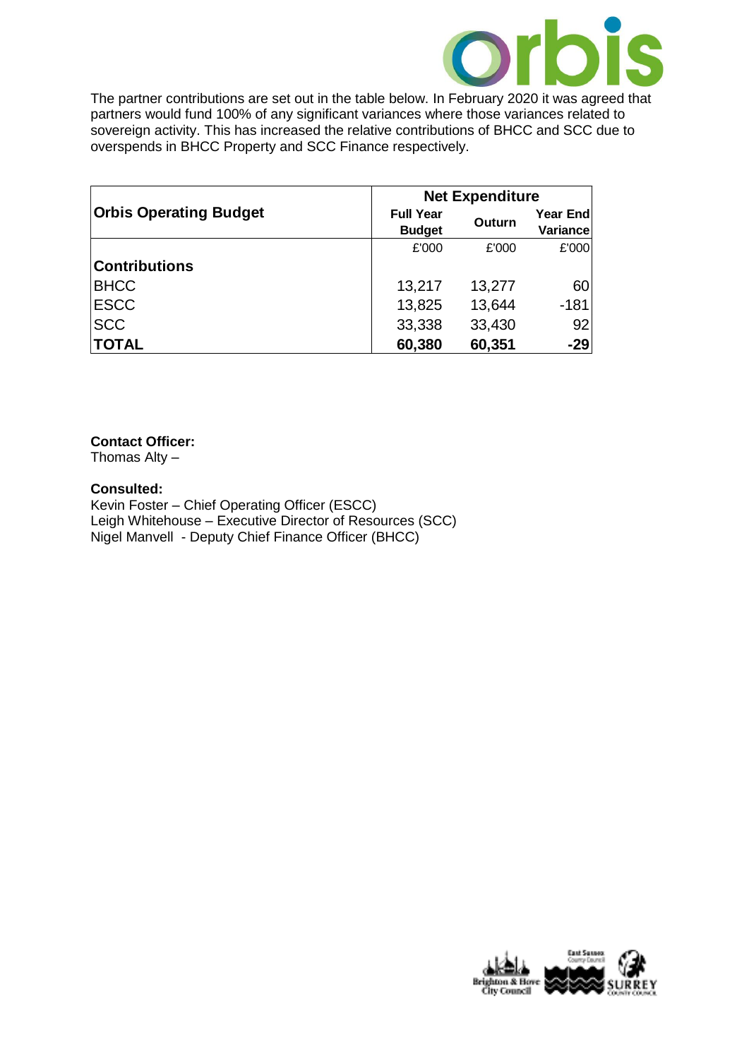The partner contributions are set out in the table below. In February 2020 it was agreed that partners would fund 100% of any significant variances where those variances related to sovereign activity. This has increased the relative contributions of BHCC and SCC due to overspends in BHCC Property and SCC Finance respectively.

| Orbis Operating Budget | Net Expenditure | | |
|---|---|---|---|
| | Full Year Budget | Outurn | Year End Variance |
| | £'000 | £'000 | £'000 |
| **Contributions** | | | |
| BHCC | 13,217 | 13,277 | 60 |
| ESCC | 13,825 | 13,644 | -181 |
| SCC | 33,338 | 33,430 | 92 |
| **TOTAL** | **60,380** | **60,351** | **-29** |

**Contact Officer:**
Thomas Alty –

**Consulted:**
Kevin Foster – Chief Operating Officer (ESCC)
Leigh Whitehouse – Executive Director of Resources (SCC)
Nigel Manvell - Deputy Chief Finance Officer (BHCC)